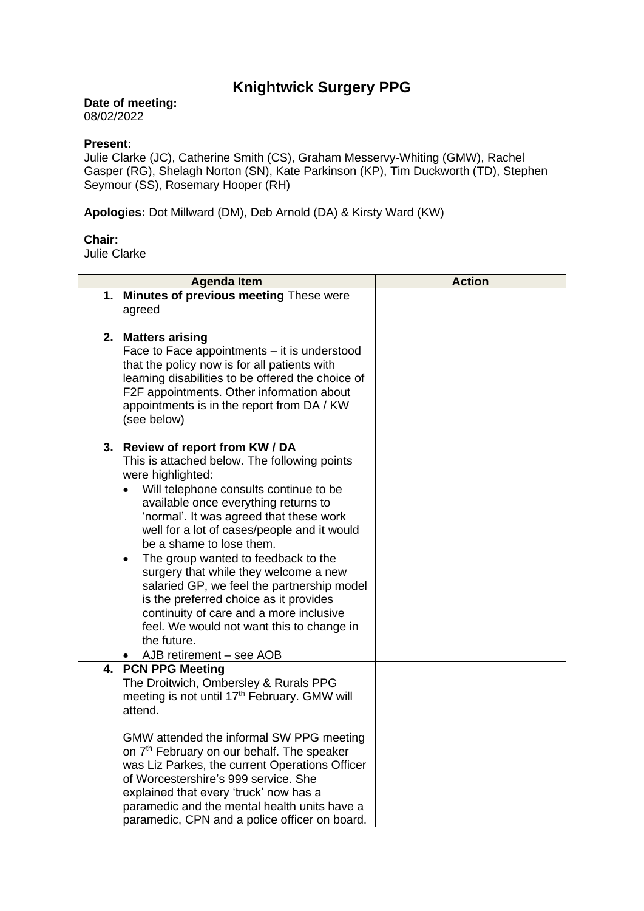# Knightwick Surgery PPG

**Date of meeting:**
08/02/2022

**Present:**
Julie Clarke (JC), Catherine Smith (CS), Graham Messervy-Whiting (GMW), Rachel Gasper (RG), Shelagh Norton (SN), Kate Parkinson (KP), Tim Duckworth (TD), Stephen Seymour (SS), Rosemary Hooper (RH)

**Apologies:** Dot Millward (DM), Deb Arnold (DA) & Kirsty Ward (KW)

**Chair:**
Julie Clarke

| Agenda Item | Action |
|---|---|
| 1. **Minutes of previous meeting** These were agreed | |
| 2. **Matters arising**<br>Face to Face appointments – it is understood that the policy now is for all patients with learning disabilities to be offered the choice of F2F appointments. Other information about appointments is in the report from DA / KW (see below) | |
| 3. **Review of report from KW / DA**<br>This is attached below. The following points were highlighted:<br>• Will telephone consults continue to be available once everything returns to 'normal'. It was agreed that these work well for a lot of cases/people and it would be a shame to lose them.<br>• The group wanted to feedback to the surgery that while they welcome a new salaried GP, we feel the partnership model is the preferred choice as it provides continuity of care and a more inclusive feel. We would not want this to change in the future.<br>• AJB retirement – see AOB | |
| 4. **PCN PPG Meeting**<br>The Droitwich, Ombersley & Rurals PPG meeting is not until 17th February. GMW will attend.<br><br>GMW attended the informal SW PPG meeting on 7th February on our behalf. The speaker was Liz Parkes, the current Operations Officer of Worcestershire's 999 service. She explained that every 'truck' now has a paramedic and the mental health units have a paramedic, CPN and a police officer on board. | |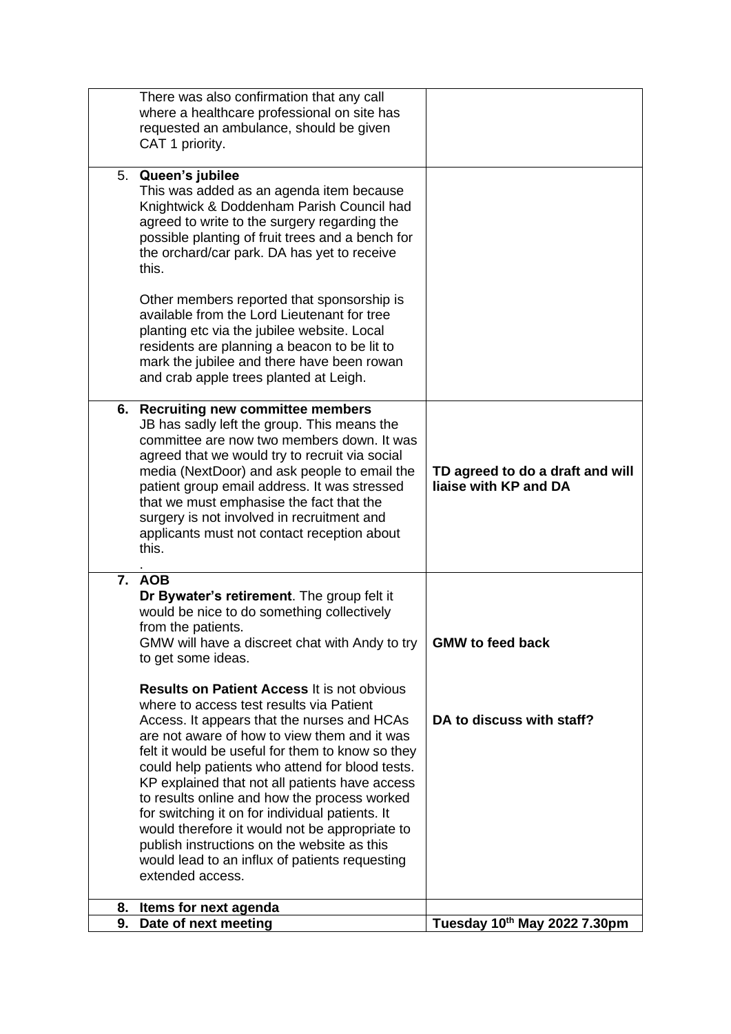| | |
|---|---|
| There was also confirmation that any call where a healthcare professional on site has requested an ambulance, should be given CAT 1 priority. | |
| 5. **Queen's jubilee**<br>This was added as an agenda item because Knightwick & Doddenham Parish Council had agreed to write to the surgery regarding the possible planting of fruit trees and a bench for the orchard/car park. DA has yet to receive this.<br><br>Other members reported that sponsorship is available from the Lord Lieutenant for tree planting etc via the jubilee website. Local residents are planning a beacon to be lit to mark the jubilee and there have been rowan and crab apple trees planted at Leigh. | |
| **6. Recruiting new committee members**<br>JB has sadly left the group. This means the committee are now two members down. It was agreed that we would try to recruit via social media (NextDoor) and ask people to email the patient group email address. It was stressed that we must emphasise the fact that the surgery is not involved in recruitment and applicants must not contact reception about this.<br>. | **TD agreed to do a draft and will liaise with KP and DA** |
| **7. AOB**<br>**Dr Bywater's retirement**. The group felt it would be nice to do something collectively from the patients.<br>GMW will have a discreet chat with Andy to try to get some ideas.<br><br>**Results on Patient Access** It is not obvious where to access test results via Patient Access. It appears that the nurses and HCAs are not aware of how to view them and it was felt it would be useful for them to know so they could help patients who attend for blood tests. KP explained that not all patients have access to results online and how the process worked for switching it on for individual patients. It would therefore it would not be appropriate to publish instructions on the website as this would lead to an influx of patients requesting extended access. | **GMW to feed back**<br><br>**DA to discuss with staff?** |
| **8. Items for next agenda** | |
| **9. Date of next meeting** | **Tuesday 10th May 2022 7.30pm** |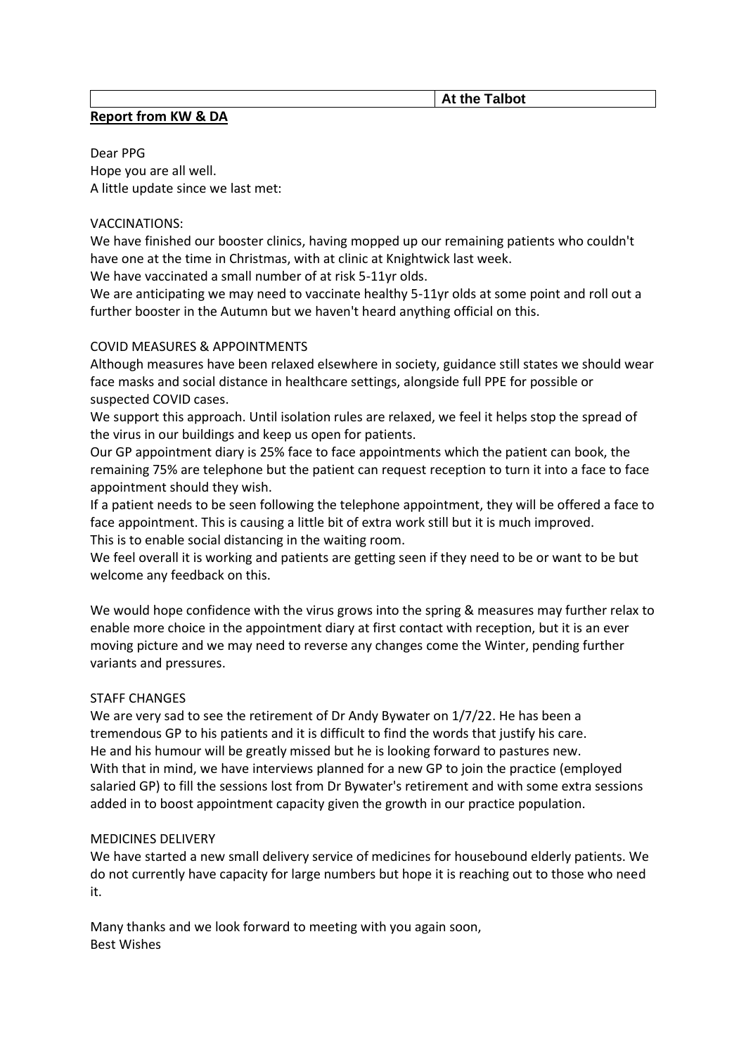| | At the Talbot |
|---|---|

**Report from KW & DA**

Dear PPG
Hope you are all well.
A little update since we last met:

VACCINATIONS:
We have finished our booster clinics, having mopped up our remaining patients who couldn't have one at the time in Christmas, with at clinic at Knightwick last week.
We have vaccinated a small number of at risk 5-11yr olds.
We are anticipating we may need to vaccinate healthy 5-11yr olds at some point and roll out a further booster in the Autumn but we haven't heard anything official on this.

COVID MEASURES & APPOINTMENTS
Although measures have been relaxed elsewhere in society, guidance still states we should wear face masks and social distance in healthcare settings, alongside full PPE for possible or suspected COVID cases.
We support this approach. Until isolation rules are relaxed, we feel it helps stop the spread of the virus in our buildings and keep us open for patients.
Our GP appointment diary is 25% face to face appointments which the patient can book, the remaining 75% are telephone but the patient can request reception to turn it into a face to face appointment should they wish.
If a patient needs to be seen following the telephone appointment, they will be offered a face to face appointment. This is causing a little bit of extra work still but it is much improved.
This is to enable social distancing in the waiting room.
We feel overall it is working and patients are getting seen if they need to be or want to be but welcome any feedback on this.

We would hope confidence with the virus grows into the spring & measures may further relax to enable more choice in the appointment diary at first contact with reception, but it is an ever moving picture and we may need to reverse any changes come the Winter, pending further variants and pressures.

STAFF CHANGES
We are very sad to see the retirement of Dr Andy Bywater on 1/7/22. He has been a tremendous GP to his patients and it is difficult to find the words that justify his care.
He and his humour will be greatly missed but he is looking forward to pastures new.
With that in mind, we have interviews planned for a new GP to join the practice (employed salaried GP) to fill the sessions lost from Dr Bywater's retirement and with some extra sessions added in to boost appointment capacity given the growth in our practice population.

MEDICINES DELIVERY
We have started a new small delivery service of medicines for housebound elderly patients. We do not currently have capacity for large numbers but hope it is reaching out to those who need it.

Many thanks and we look forward to meeting with you again soon,
Best Wishes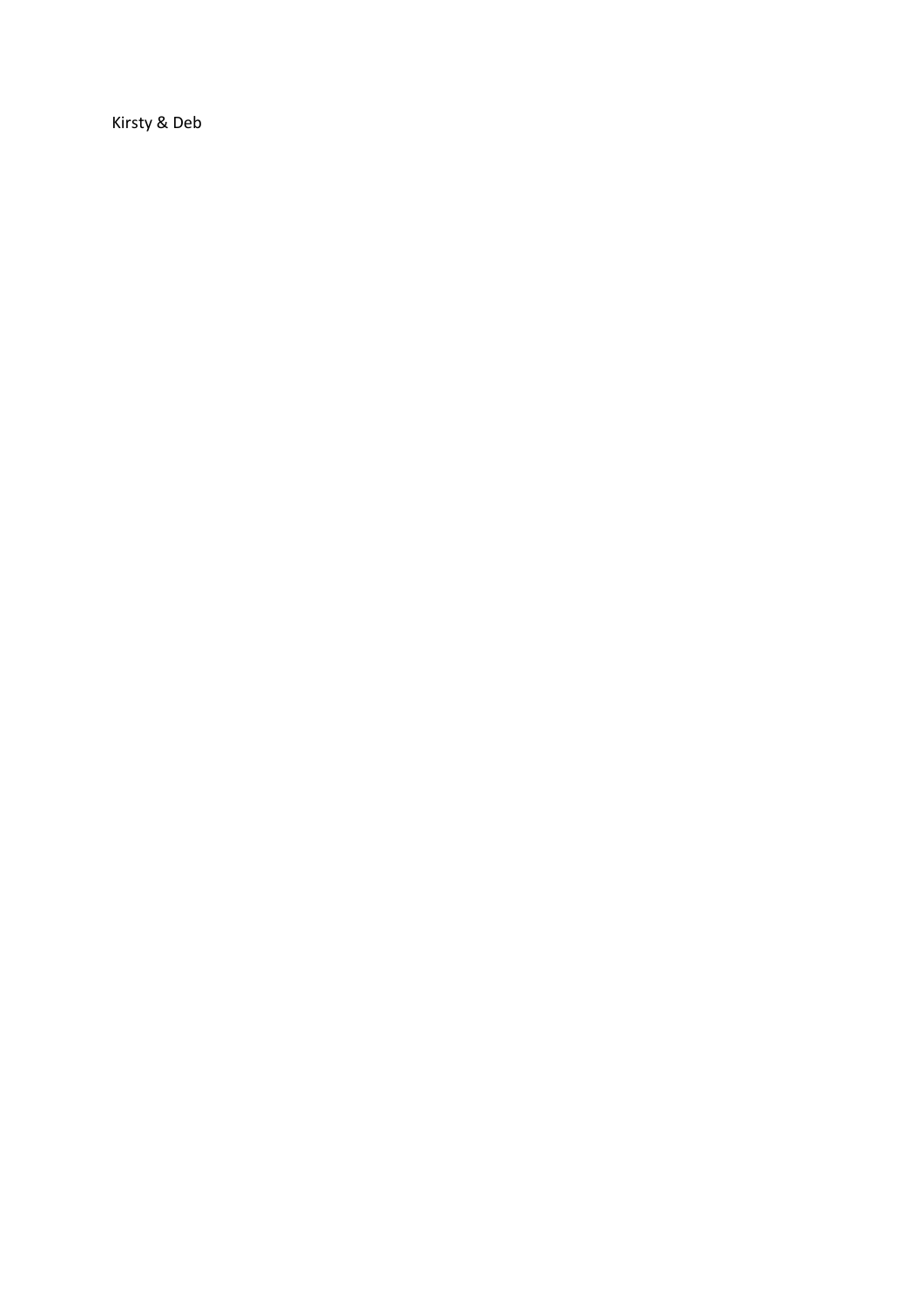Kirsty & Deb